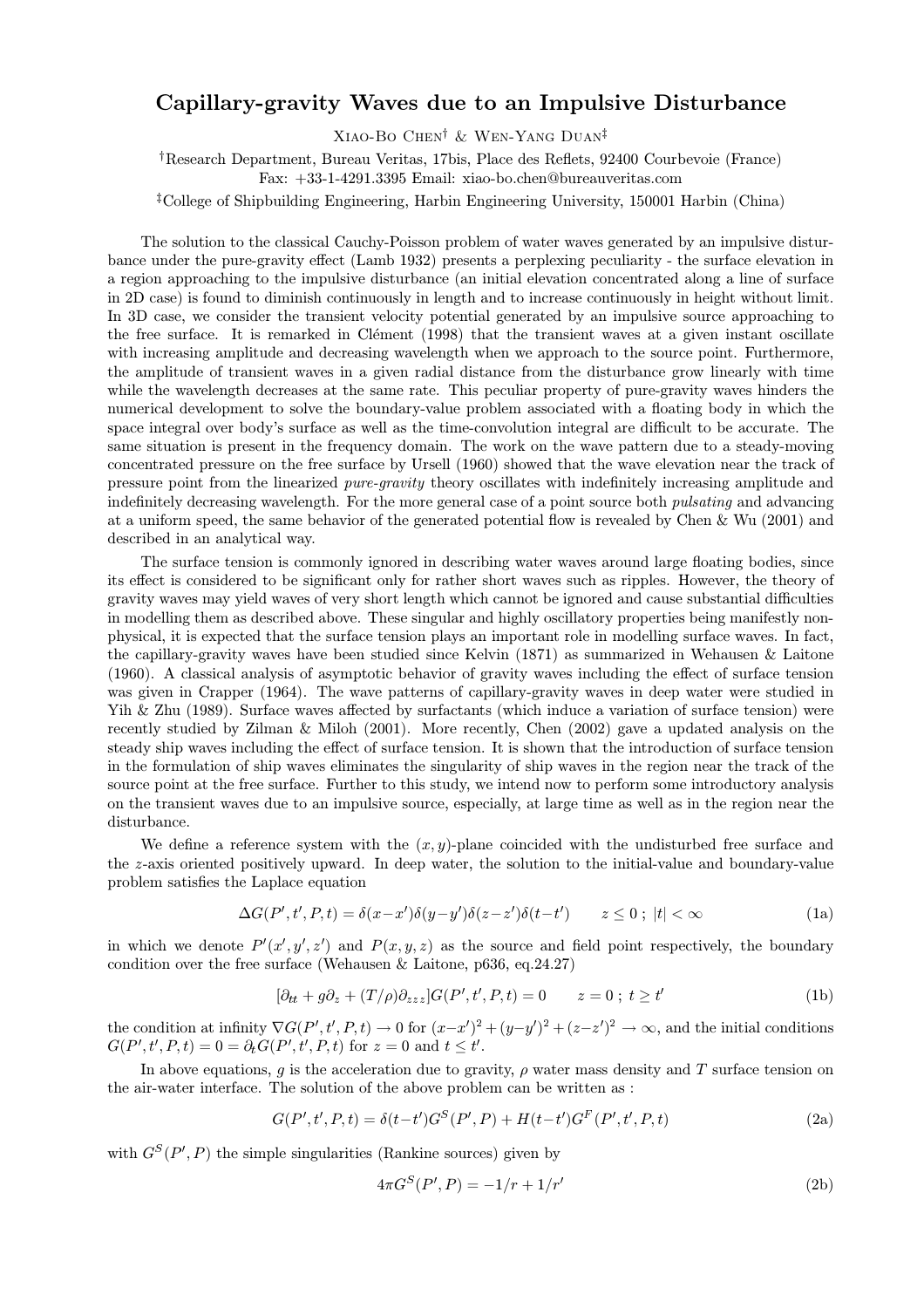# Capillary-gravity Waves due to an Impulsive Disturbance

Xiao-Bo Chen[†] & Wen-Yang Duan[‡]

[†]Research Department, Bureau Veritas, 17bis, Place des Reflets, 92400 Courbevoie (France)
Fax: +33-1-4291.3395 Email: xiao-bo.chen@bureauveritas.com

[‡]College of Shipbuilding Engineering, Harbin Engineering University, 150001 Harbin (China)

The solution to the classical Cauchy-Poisson problem of water waves generated by an impulsive disturbance under the pure-gravity effect (Lamb 1932) presents a perplexing peculiarity - the surface elevation in a region approaching to the impulsive disturbance (an initial elevation concentrated along a line of surface in 2D case) is found to diminish continuously in length and to increase continuously in height without limit. In 3D case, we consider the transient velocity potential generated by an impulsive source approaching to the free surface. It is remarked in Clément (1998) that the transient waves at a given instant oscillate with increasing amplitude and decreasing wavelength when we approach to the source point. Furthermore, the amplitude of transient waves in a given radial distance from the disturbance grow linearly with time while the wavelength decreases at the same rate. This peculiar property of pure-gravity waves hinders the numerical development to solve the boundary-value problem associated with a floating body in which the space integral over body's surface as well as the time-convolution integral are difficult to be accurate. The same situation is present in the frequency domain. The work on the wave pattern due to a steady-moving concentrated pressure on the free surface by Ursell (1960) showed that the wave elevation near the track of pressure point from the linearized *pure-gravity* theory oscillates with indefinitely increasing amplitude and indefinitely decreasing wavelength. For the more general case of a point source both *pulsating* and advancing at a uniform speed, the same behavior of the generated potential flow is revealed by Chen & Wu (2001) and described in an analytical way.

The surface tension is commonly ignored in describing water waves around large floating bodies, since its effect is considered to be significant only for rather short waves such as ripples. However, the theory of gravity waves may yield waves of very short length which cannot be ignored and cause substantial difficulties in modelling them as described above. These singular and highly oscillatory properties being manifestly non-physical, it is expected that the surface tension plays an important role in modelling surface waves. In fact, the capillary-gravity waves have been studied since Kelvin (1871) as summarized in Wehausen & Laitone (1960). A classical analysis of asymptotic behavior of gravity waves including the effect of surface tension was given in Crapper (1964). The wave patterns of capillary-gravity waves in deep water were studied in Yih & Zhu (1989). Surface waves affected by surfactants (which induce a variation of surface tension) were recently studied by Zilman & Miloh (2001). More recently, Chen (2002) gave a updated analysis on the steady ship waves including the effect of surface tension. It is shown that the introduction of surface tension in the formulation of ship waves eliminates the singularity of ship waves in the region near the track of the source point at the free surface. Further to this study, we intend now to perform some introductory analysis on the transient waves due to an impulsive source, especially, at large time as well as in the region near the disturbance.

We define a reference system with the $(x, y)$-plane coincided with the undisturbed free surface and the $z$-axis oriented positively upward. In deep water, the solution to the initial-value and boundary-value problem satisfies the Laplace equation

$$\Delta G(P', t', P, t) = \delta(x-x')\delta(y-y')\delta(z-z')\delta(t-t') \qquad z \leq 0 \; ; \; |t| < \infty \tag{1a}$$

in which we denote $P'(x', y', z')$ and $P(x, y, z)$ as the source and field point respectively, the boundary condition over the free surface (Wehausen & Laitone, p636, eq.24.27)

$$[\partial_{tt} + g\partial_z + (T/\rho)\partial_{zzz}]G(P', t', P, t) = 0 \qquad z = 0 \; ; \; t \geq t' \tag{1b}$$

the condition at infinity $\nabla G(P', t', P, t) \to 0$ for $(x-x')^2 + (y-y')^2 + (z-z')^2 \to \infty$, and the initial conditions $G(P', t', P, t) = 0 = \partial_t G(P', t', P, t)$ for $z = 0$ and $t \leq t'$.

In above equations, $g$ is the acceleration due to gravity, $\rho$ water mass density and $T$ surface tension on the air-water interface. The solution of the above problem can be written as :

$$G(P', t', P, t) = \delta(t-t')G^S(P', P) + H(t-t')G^F(P', t', P, t) \tag{2a}$$

with $G^S(P', P)$ the simple singularities (Rankine sources) given by

$$4\pi G^S(P', P) = -1/r + 1/r' \tag{2b}$$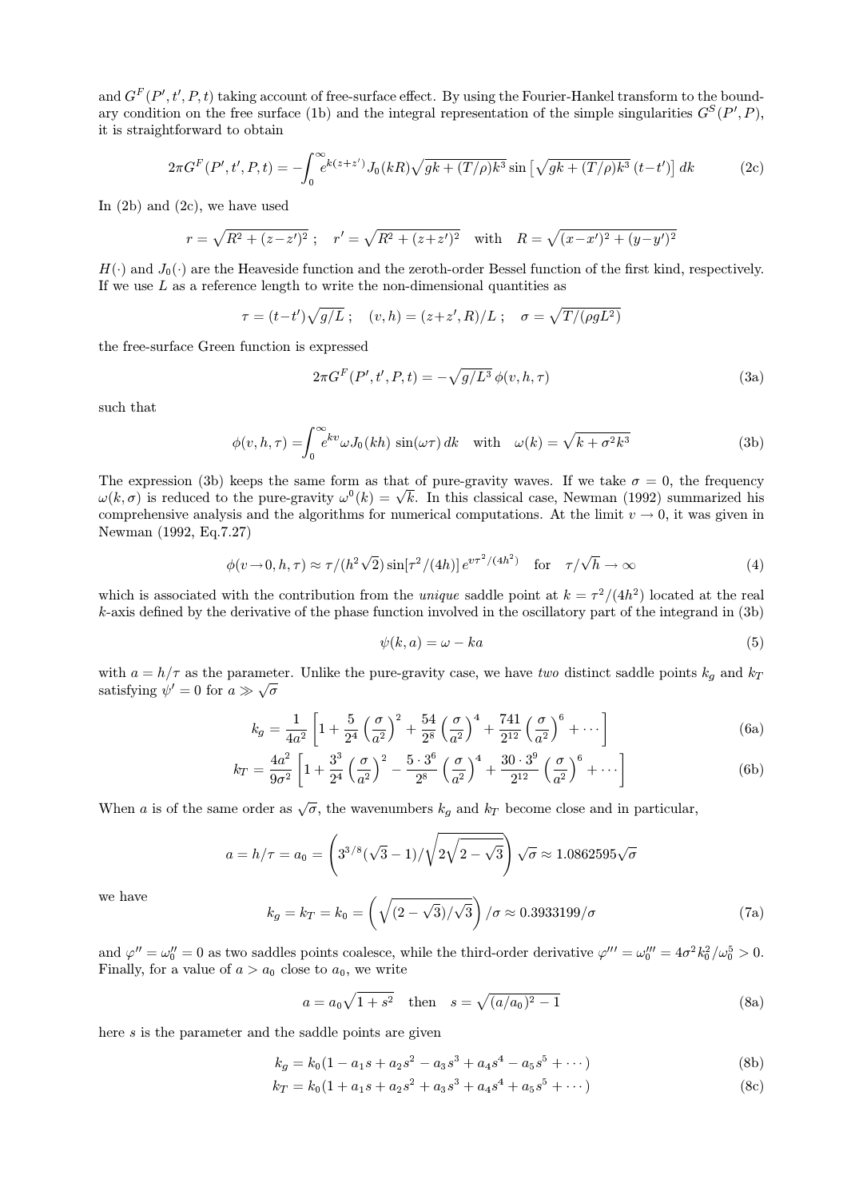and $G^F(P',t',P,t)$ taking account of free-surface effect. By using the Fourier-Hankel transform to the boundary condition on the free surface (1b) and the integral representation of the simple singularities $G^S(P',P)$, it is straightforward to obtain

$$2\pi G^F(P',t',P,t) = -\int_0^\infty e^{k(z+z')} J_0(kR)\sqrt{gk+(T/\rho)k^3}\,\sin\left[\sqrt{gk+(T/\rho)k^3}\,(t-t')\right] dk \tag{2c}$$

In (2b) and (2c), we have used

$$r=\sqrt{R^2+(z-z')^2}\ ;\quad r'=\sqrt{R^2+(z+z')^2}\quad \text{with}\quad R=\sqrt{(x-x')^2+(y-y')^2}$$

$H(\cdot)$ and $J_0(\cdot)$ are the Heaveside function and the zeroth-order Bessel function of the first kind, respectively. If we use $L$ as a reference length to write the non-dimensional quantities as

$$\tau=(t-t')\sqrt{g/L}\ ;\quad (v,h)=(z+z',R)/L\ ;\quad \sigma=\sqrt{T/(\rho g L^2)}$$

the free-surface Green function is expressed

$$2\pi G^F(P',t',P,t) = -\sqrt{g/L^3}\,\phi(v,h,\tau) \tag{3a}$$

such that

$$\phi(v,h,\tau)=\int_0^\infty e^{kv}\omega J_0(kh)\,\sin(\omega\tau)\,dk \quad \text{with}\quad \omega(k)=\sqrt{k+\sigma^2k^3} \tag{3b}$$

The expression (3b) keeps the same form as that of pure-gravity waves. If we take $\sigma=0$, the frequency $\omega(k,\sigma)$ is reduced to the pure-gravity $\omega^0(k)=\sqrt{k}$. In this classical case, Newman (1992) summarized his comprehensive analysis and the algorithms for numerical computations. At the limit $v\to 0$, it was given in Newman (1992, Eq.7.27)

$$\phi(v\to 0,h,\tau)\approx \tau/(h^2\sqrt{2})\sin[\tau^2/(4h)]\,e^{v\tau^2/(4h^2)}\quad \text{for}\quad \tau/\sqrt{h}\to\infty \tag{4}$$

which is associated with the contribution from the *unique* saddle point at $k=\tau^2/(4h^2)$ located at the real $k$-axis defined by the derivative of the phase function involved in the oscillatory part of the integrand in (3b)

$$\psi(k,a)=\omega-ka \tag{5}$$

with $a=h/\tau$ as the parameter. Unlike the pure-gravity case, we have *two* distinct saddle points $k_g$ and $k_T$ satisfying $\psi'=0$ for $a\gg\sqrt{\sigma}$

$$k_g=\frac{1}{4a^2}\left[1+\frac{5}{2^4}\left(\frac{\sigma}{a^2}\right)^2+\frac{54}{2^8}\left(\frac{\sigma}{a^2}\right)^4+\frac{741}{2^{12}}\left(\frac{\sigma}{a^2}\right)^6+\cdots\right] \tag{6a}$$

$$k_T=\frac{4a^2}{9\sigma^2}\left[1+\frac{3^3}{2^4}\left(\frac{\sigma}{a^2}\right)^2-\frac{5\cdot 3^6}{2^8}\left(\frac{\sigma}{a^2}\right)^4+\frac{30\cdot 3^9}{2^{12}}\left(\frac{\sigma}{a^2}\right)^6+\cdots\right] \tag{6b}$$

When $a$ is of the same order as $\sqrt{\sigma}$, the wavenumbers $k_g$ and $k_T$ become close and in particular,

$$a=h/\tau=a_0=\left(3^{3/8}(\sqrt{3}-1)/\sqrt{2\sqrt{2-\sqrt{3}}}\right)\sqrt{\sigma}\approx 1.0862595\sqrt{\sigma}$$

we have

$$k_g=k_T=k_0=\left(\sqrt{(2-\sqrt{3})/\sqrt{3}}\right)/\sigma\approx 0.3933199/\sigma \tag{7a}$$

and $\varphi''=\omega_0''=0$ as two saddles points coalesce, while the third-order derivative $\varphi'''=\omega_0'''=4\sigma^2k_0^2/\omega_0^5>0$. Finally, for a value of $a>a_0$ close to $a_0$, we write

$$a=a_0\sqrt{1+s^2}\quad \text{then}\quad s=\sqrt{(a/a_0)^2-1} \tag{8a}$$

here $s$ is the parameter and the saddle points are given

$$k_g=k_0(1-a_1s+a_2s^2-a_3s^3+a_4s^4-a_5s^5+\cdots) \tag{8b}$$

$$k_T=k_0(1+a_1s+a_2s^2+a_3s^3+a_4s^4+a_5s^5+\cdots) \tag{8c}$$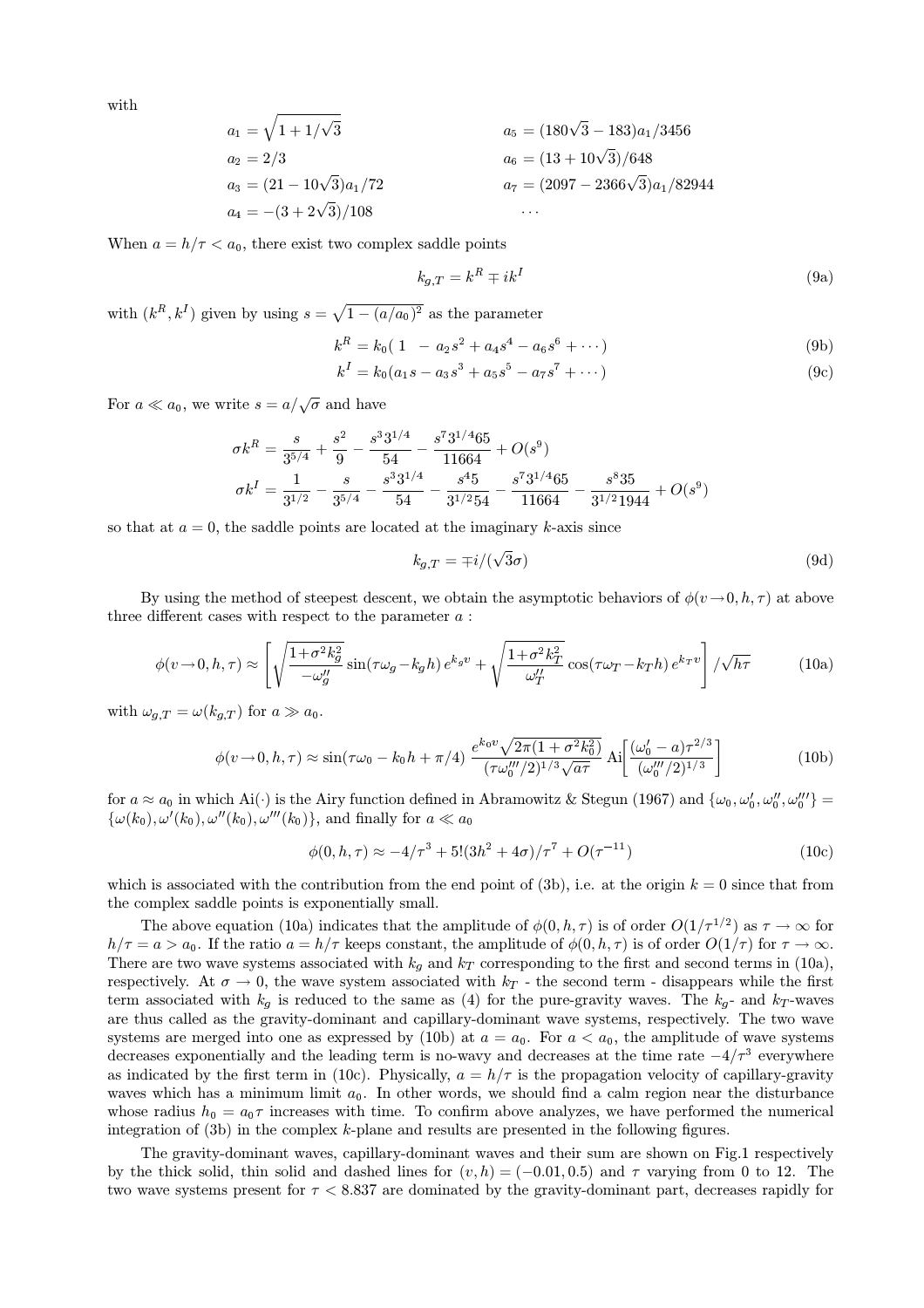with

$$a_1 = \sqrt{1 + 1/\sqrt{3}} \qquad a_5 = (180\sqrt{3} - 183)a_1/3456$$

$$a_2 = 2/3 \qquad a_6 = (13 + 10\sqrt{3})/648$$

$$a_3 = (21 - 10\sqrt{3})a_1/72 \qquad a_7 = (2097 - 2366\sqrt{3})a_1/82944$$

$$a_4 = -(3 + 2\sqrt{3})/108 \qquad \cdots$$

When $a = h/\tau < a_0$, there exist two complex saddle points

$$k_{g,T} = k^R \mp ik^I \tag{9a}$$

with $(k^R, k^I)$ given by using $s = \sqrt{1 - (a/a_0)^2}$ as the parameter

$$k^R = k_0(\,1 \;\; - a_2 s^2 + a_4 s^4 - a_6 s^6 + \cdots) \tag{9b}$$

$$k^I = k_0(a_1 s - a_3 s^3 + a_5 s^5 - a_7 s^7 + \cdots) \tag{9c}$$

For $a \ll a_0$, we write $s = a/\sqrt{\sigma}$ and have

$$\sigma k^R = \frac{s}{3^{5/4}} + \frac{s^2}{9} - \frac{s^3 3^{1/4}}{54} - \frac{s^7 3^{1/4} 65}{11664} + O(s^9)$$

$$\sigma k^I = \frac{1}{3^{1/2}} - \frac{s}{3^{5/4}} - \frac{s^3 3^{1/4}}{54} - \frac{s^4 5}{3^{1/2} 54} - \frac{s^7 3^{1/4} 65}{11664} - \frac{s^8 35}{3^{1/2} 1944} + O(s^9)$$

so that at $a = 0$, the saddle points are located at the imaginary $k$-axis since

$$k_{g,T} = \mp i/(\sqrt{3}\sigma) \tag{9d}$$

By using the method of steepest descent, we obtain the asymptotic behaviors of $\phi(v \to 0, h, \tau)$ at above three different cases with respect to the parameter $a$ :

$$\phi(v \to 0, h, \tau) \approx \left[ \sqrt{\frac{1 + \sigma^2 k_g^2}{-\omega_g''}} \sin(\tau\omega_g - k_g h)\, e^{k_g v} + \sqrt{\frac{1 + \sigma^2 k_T^2}{\omega_T''}} \cos(\tau\omega_T - k_T h)\, e^{k_T v} \right] / \sqrt{h\tau} \tag{10a}$$

with $\omega_{g,T} = \omega(k_{g,T})$ for $a \gg a_0$.

$$\phi(v \to 0, h, \tau) \approx \sin(\tau\omega_0 - k_0 h + \pi/4)\, \frac{e^{k_0 v}\sqrt{2\pi(1 + \sigma^2 k_0^2)}}{(\tau\omega_0'''/2)^{1/3}\sqrt{a\tau}}\, \mathrm{Ai}\!\left[ \frac{(\omega_0' - a)\tau^{2/3}}{(\omega_0'''/2)^{1/3}} \right] \tag{10b}$$

for $a \approx a_0$ in which $\mathrm{Ai}(\cdot)$ is the Airy function defined in Abramowitz & Stegun (1967) and $\{\omega_0, \omega_0', \omega_0'', \omega_0'''\} = \{\omega(k_0), \omega'(k_0), \omega''(k_0), \omega'''(k_0)\}$, and finally for $a \ll a_0$

$$\phi(0, h, \tau) \approx -4/\tau^3 + 5!(3h^2 + 4\sigma)/\tau^7 + O(\tau^{-11}) \tag{10c}$$

which is associated with the contribution from the end point of (3b), i.e. at the origin $k = 0$ since that from the complex saddle points is exponentially small.

The above equation (10a) indicates that the amplitude of $\phi(0, h, \tau)$ is of order $O(1/\tau^{1/2})$ as $\tau \to \infty$ for $h/\tau = a > a_0$. If the ratio $a = h/\tau$ keeps constant, the amplitude of $\phi(0, h, \tau)$ is of order $O(1/\tau)$ for $\tau \to \infty$. There are two wave systems associated with $k_g$ and $k_T$ corresponding to the first and second terms in (10a), respectively. At $\sigma \to 0$, the wave system associated with $k_T$ - the second term - disappears while the first term associated with $k_g$ is reduced to the same as (4) for the pure-gravity waves. The $k_g$- and $k_T$-waves are thus called as the gravity-dominant and capillary-dominant wave systems, respectively. The two wave systems are merged into one as expressed by (10b) at $a = a_0$. For $a < a_0$, the amplitude of wave systems decreases exponentially and the leading term is no-wavy and decreases at the time rate $-4/\tau^3$ everywhere as indicated by the first term in (10c). Physically, $a = h/\tau$ is the propagation velocity of capillary-gravity waves which has a minimum limit $a_0$. In other words, we should find a calm region near the disturbance whose radius $h_0 = a_0\tau$ increases with time. To confirm above analyzes, we have performed the numerical integration of (3b) in the complex $k$-plane and results are presented in the following figures.

The gravity-dominant waves, capillary-dominant waves and their sum are shown on Fig.1 respectively by the thick solid, thin solid and dashed lines for $(v, h) = (-0.01, 0.5)$ and $\tau$ varying from 0 to 12. The two wave systems present for $\tau < 8.837$ are dominated by the gravity-dominant part, decreases rapidly for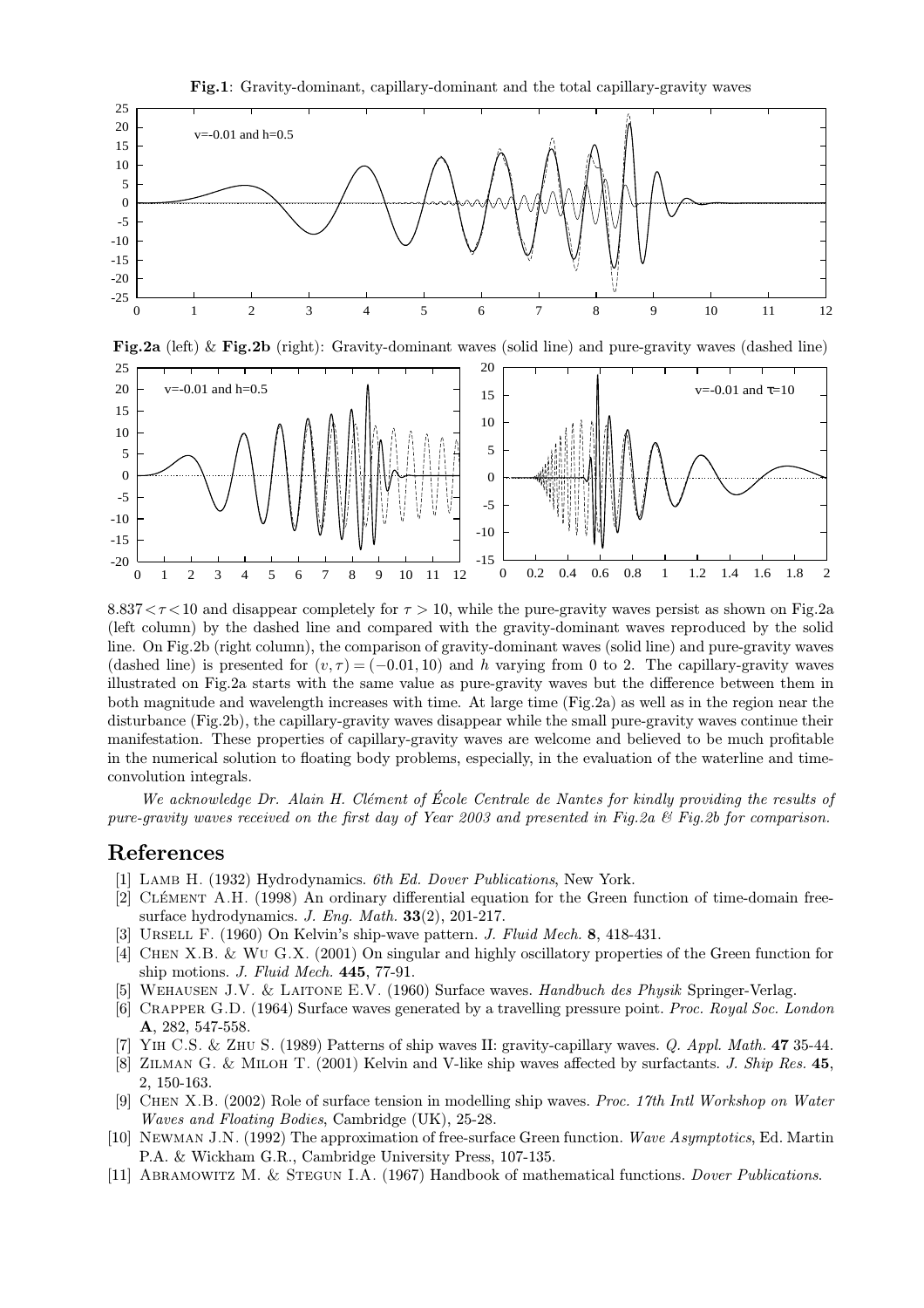**Fig.1**: Gravity-dominant, capillary-dominant and the total capillary-gravity waves

**Fig.2a** (left) & **Fig.2b** (right): Gravity-dominant waves (solid line) and pure-gravity waves (dashed line)

$8.837 < \tau < 10$ and disappear completely for $\tau > 10$, while the pure-gravity waves persist as shown on Fig.2a (left column) by the dashed line and compared with the gravity-dominant waves reproduced by the solid line. On Fig.2b (right column), the comparison of gravity-dominant waves (solid line) and pure-gravity waves (dashed line) is presented for $(v, \tau) = (-0.01, 10)$ and $h$ varying from 0 to 2. The capillary-gravity waves illustrated on Fig.2a starts with the same value as pure-gravity waves but the difference between them in both magnitude and wavelength increases with time. At large time (Fig.2a) as well as in the region near the disturbance (Fig.2b), the capillary-gravity waves disappear while the small pure-gravity waves continue their manifestation. These properties of capillary-gravity waves are welcome and believed to be much profitable in the numerical solution to floating body problems, especially, in the evaluation of the waterline and time-convolution integrals.

*We acknowledge Dr. Alain H. Clément of École Centrale de Nantes for kindly providing the results of pure-gravity waves received on the first day of Year 2003 and presented in Fig.2a & Fig.2b for comparison.*

## References

[1] Lamb H. (1932) Hydrodynamics. *6th Ed. Dover Publications*, New York.

[2] Clément A.H. (1998) An ordinary differential equation for the Green function of time-domain free-surface hydrodynamics. *J. Eng. Math.* **33**(2), 201-217.

[3] Ursell F. (1960) On Kelvin's ship-wave pattern. *J. Fluid Mech.* **8**, 418-431.

[4] Chen X.B. & Wu G.X. (2001) On singular and highly oscillatory properties of the Green function for ship motions. *J. Fluid Mech.* **445**, 77-91.

[5] Wehausen J.V. & Laitone E.V. (1960) Surface waves. *Handbuch des Physik* Springer-Verlag.

[6] Crapper G.D. (1964) Surface waves generated by a travelling pressure point. *Proc. Royal Soc. London* **A**, 282, 547-558.

[7] Yih C.S. & Zhu S. (1989) Patterns of ship waves II: gravity-capillary waves. *Q. Appl. Math.* **47** 35-44.

[8] Zilman G. & Miloh T. (2001) Kelvin and V-like ship waves affected by surfactants. *J. Ship Res.* **45**, 2, 150-163.

[9] Chen X.B. (2002) Role of surface tension in modelling ship waves. *Proc. 17th Intl Workshop on Water Waves and Floating Bodies*, Cambridge (UK), 25-28.

[10] Newman J.N. (1992) The approximation of free-surface Green function. *Wave Asymptotics*, Ed. Martin P.A. & Wickham G.R., Cambridge University Press, 107-135.

[11] Abramowitz M. & Stegun I.A. (1967) Handbook of mathematical functions. *Dover Publications*.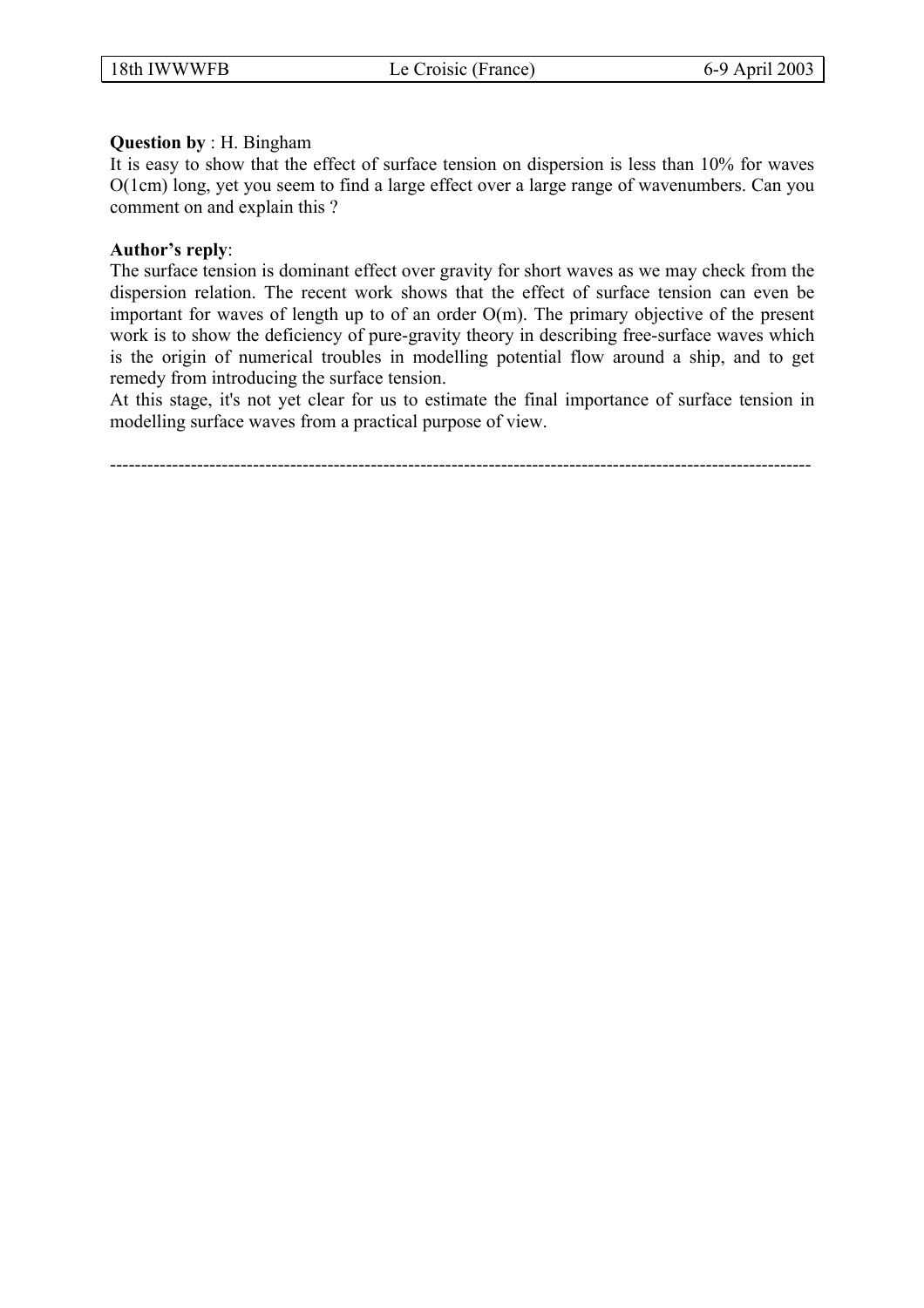**Question by** : H. Bingham

It is easy to show that the effect of surface tension on dispersion is less than 10% for waves O(1cm) long, yet you seem to find a large effect over a large range of wavenumbers. Can you comment on and explain this ?

**Author's reply**:

The surface tension is dominant effect over gravity for short waves as we may check from the dispersion relation. The recent work shows that the effect of surface tension can even be important for waves of length up to of an order O(m). The primary objective of the present work is to show the deficiency of pure-gravity theory in describing free-surface waves which is the origin of numerical troubles in modelling potential flow around a ship, and to get remedy from introducing the surface tension.

At this stage, it's not yet clear for us to estimate the final importance of surface tension in modelling surface waves from a practical purpose of view.

---